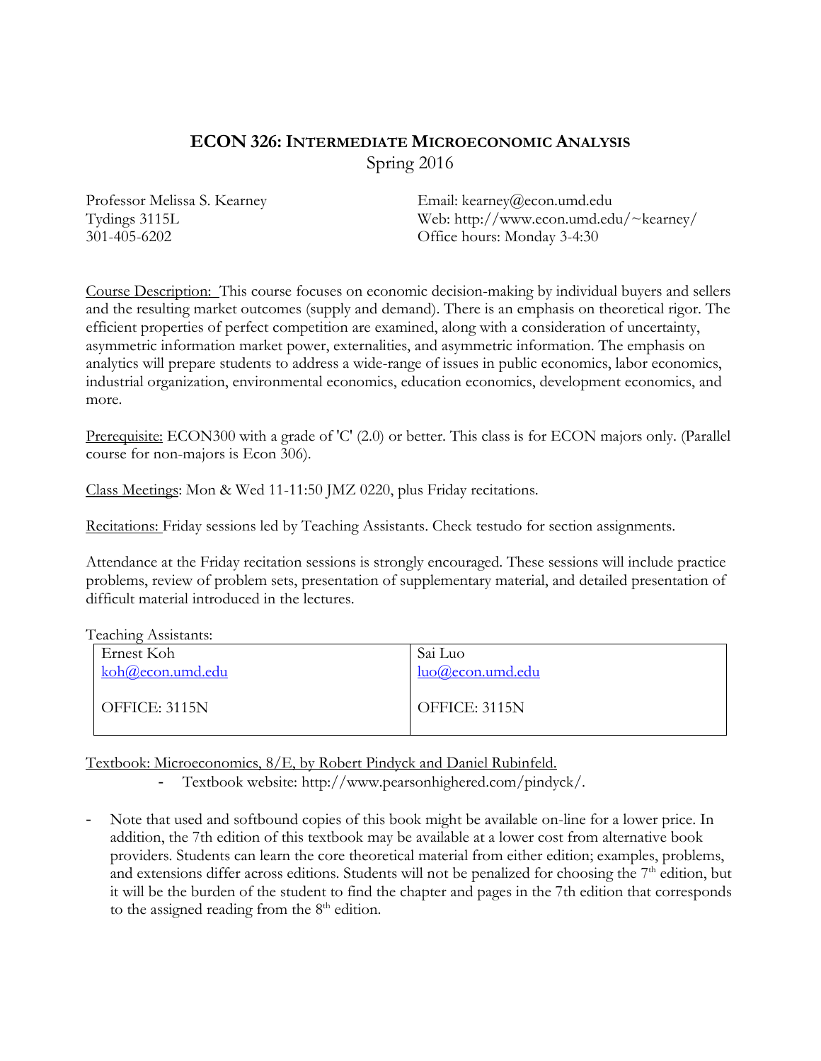# ECON 326: INTERMEDIATE MICROECONOMIC ANALYSIS

Spring 2016

Professor Melissa S. Kearney
Tydings 3115L
301-405-6202

Email: kearney@econ.umd.edu
Web: http://www.econ.umd.edu/~kearney/
Office hours: Monday 3-4:30

Course Description: This course focuses on economic decision-making by individual buyers and sellers and the resulting market outcomes (supply and demand). There is an emphasis on theoretical rigor. The efficient properties of perfect competition are examined, along with a consideration of uncertainty, asymmetric information market power, externalities, and asymmetric information. The emphasis on analytics will prepare students to address a wide-range of issues in public economics, labor economics, industrial organization, environmental economics, education economics, development economics, and more.

Prerequisite: ECON300 with a grade of 'C' (2.0) or better. This class is for ECON majors only. (Parallel course for non-majors is Econ 306).

Class Meetings: Mon & Wed 11-11:50 JMZ 0220, plus Friday recitations.

Recitations: Friday sessions led by Teaching Assistants. Check testudo for section assignments.

Attendance at the Friday recitation sessions is strongly encouraged. These sessions will include practice problems, review of problem sets, presentation of supplementary material, and detailed presentation of difficult material introduced in the lectures.

Teaching Assistants:

| Ernest Koh | Sai Luo |
|---|---|
| koh@econ.umd.edu | luo@econ.umd.edu |
| OFFICE: 3115N | OFFICE: 3115N |

Textbook: Microeconomics, 8/E, by Robert Pindyck and Daniel Rubinfeld.

- Textbook website: http://www.pearsonhighered.com/pindyck/.

- Note that used and softbound copies of this book might be available on-line for a lower price. In addition, the 7th edition of this textbook may be available at a lower cost from alternative book providers. Students can learn the core theoretical material from either edition; examples, problems, and extensions differ across editions. Students will not be penalized for choosing the 7th edition, but it will be the burden of the student to find the chapter and pages in the 7th edition that corresponds to the assigned reading from the 8th edition.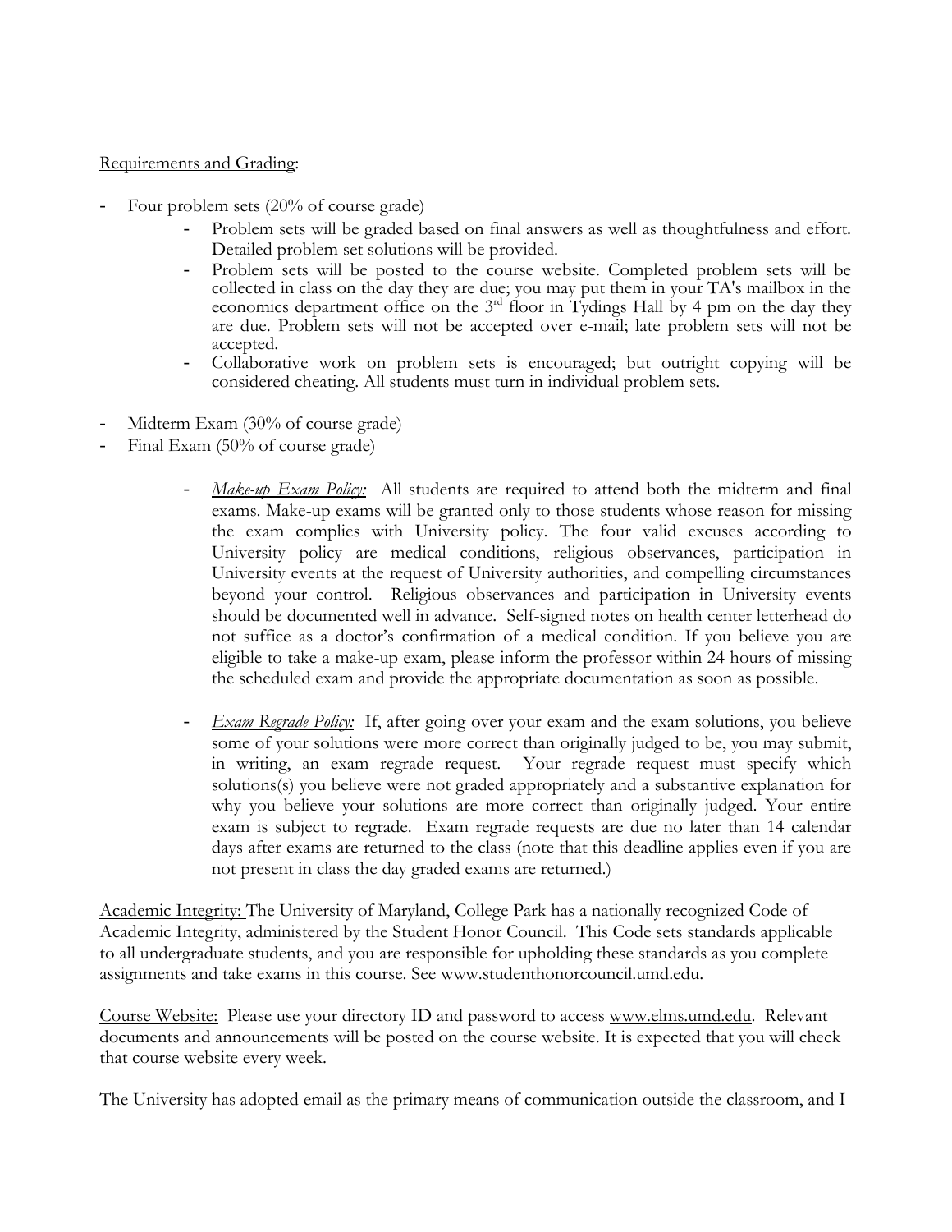Requirements and Grading:

- Four problem sets (20% of course grade)
  - Problem sets will be graded based on final answers as well as thoughtfulness and effort. Detailed problem set solutions will be provided.
  - Problem sets will be posted to the course website. Completed problem sets will be collected in class on the day they are due; you may put them in your TA's mailbox in the economics department office on the 3rd floor in Tydings Hall by 4 pm on the day they are due. Problem sets will not be accepted over e-mail; late problem sets will not be accepted.
  - Collaborative work on problem sets is encouraged; but outright copying will be considered cheating. All students must turn in individual problem sets.
- Midterm Exam (30% of course grade)
- Final Exam (50% of course grade)
  - *Make-up Exam Policy:* All students are required to attend both the midterm and final exams. Make-up exams will be granted only to those students whose reason for missing the exam complies with University policy. The four valid excuses according to University policy are medical conditions, religious observances, participation in University events at the request of University authorities, and compelling circumstances beyond your control. Religious observances and participation in University events should be documented well in advance. Self-signed notes on health center letterhead do not suffice as a doctor's confirmation of a medical condition. If you believe you are eligible to take a make-up exam, please inform the professor within 24 hours of missing the scheduled exam and provide the appropriate documentation as soon as possible.
  - *Exam Regrade Policy:* If, after going over your exam and the exam solutions, you believe some of your solutions were more correct than originally judged to be, you may submit, in writing, an exam regrade request. Your regrade request must specify which solutions(s) you believe were not graded appropriately and a substantive explanation for why you believe your solutions are more correct than originally judged. Your entire exam is subject to regrade. Exam regrade requests are due no later than 14 calendar days after exams are returned to the class (note that this deadline applies even if you are not present in class the day graded exams are returned.)

Academic Integrity: The University of Maryland, College Park has a nationally recognized Code of Academic Integrity, administered by the Student Honor Council. This Code sets standards applicable to all undergraduate students, and you are responsible for upholding these standards as you complete assignments and take exams in this course. See www.studenthonorcouncil.umd.edu.

Course Website: Please use your directory ID and password to access www.elms.umd.edu. Relevant documents and announcements will be posted on the course website. It is expected that you will check that course website every week.

The University has adopted email as the primary means of communication outside the classroom, and I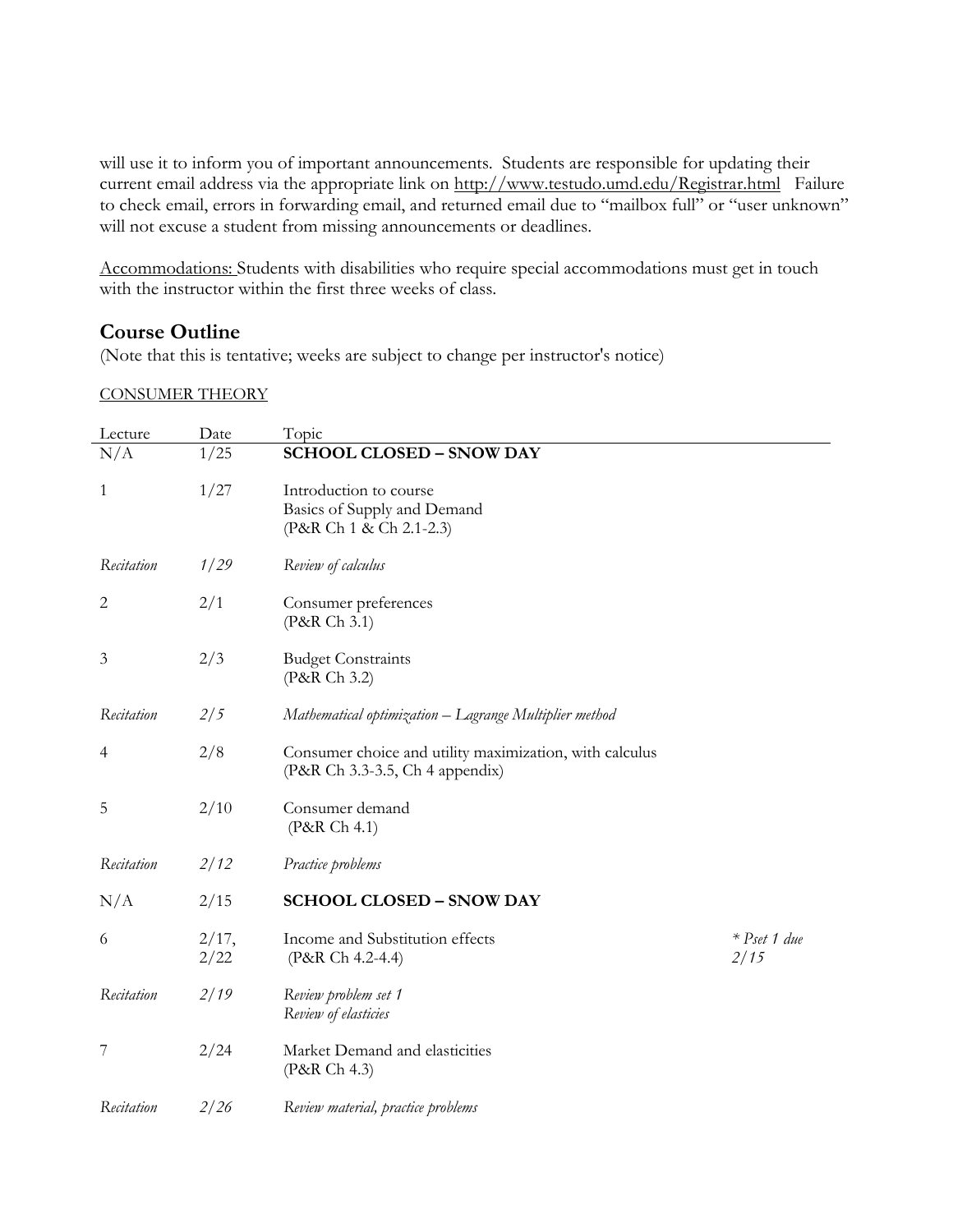will use it to inform you of important announcements. Students are responsible for updating their current email address via the appropriate link on http://www.testudo.umd.edu/Registrar.html Failure to check email, errors in forwarding email, and returned email due to "mailbox full" or "user unknown" will not excuse a student from missing announcements or deadlines.

Accommodations: Students with disabilities who require special accommodations must get in touch with the instructor within the first three weeks of class.

## Course Outline

(Note that this is tentative; weeks are subject to change per instructor's notice)

CONSUMER THEORY

| Lecture | Date | Topic | |
|---|---|---|---|
| N/A | 1/25 | **SCHOOL CLOSED – SNOW DAY** | |
| 1 | 1/27 | Introduction to course<br>Basics of Supply and Demand<br>(P&R Ch 1 & Ch 2.1-2.3) | |
| *Recitation* | *1/29* | *Review of calculus* | |
| 2 | 2/1 | Consumer preferences<br>(P&R Ch 3.1) | |
| 3 | 2/3 | Budget Constraints<br>(P&R Ch 3.2) | |
| *Recitation* | *2/5* | *Mathematical optimization – Lagrange Multiplier method* | |
| 4 | 2/8 | Consumer choice and utility maximization, with calculus<br>(P&R Ch 3.3-3.5, Ch 4 appendix) | |
| 5 | 2/10 | Consumer demand<br>(P&R Ch 4.1) | |
| *Recitation* | *2/12* | *Practice problems* | |
| N/A | 2/15 | **SCHOOL CLOSED – SNOW DAY** | |
| 6 | 2/17, 2/22 | Income and Substitution effects<br>(P&R Ch 4.2-4.4) | *\* Pset 1 due 2/15* |
| *Recitation* | *2/19* | *Review problem set 1*<br>*Review of elasticities* | |
| 7 | 2/24 | Market Demand and elasticities<br>(P&R Ch 4.3) | |
| *Recitation* | *2/26* | *Review material, practice problems* | |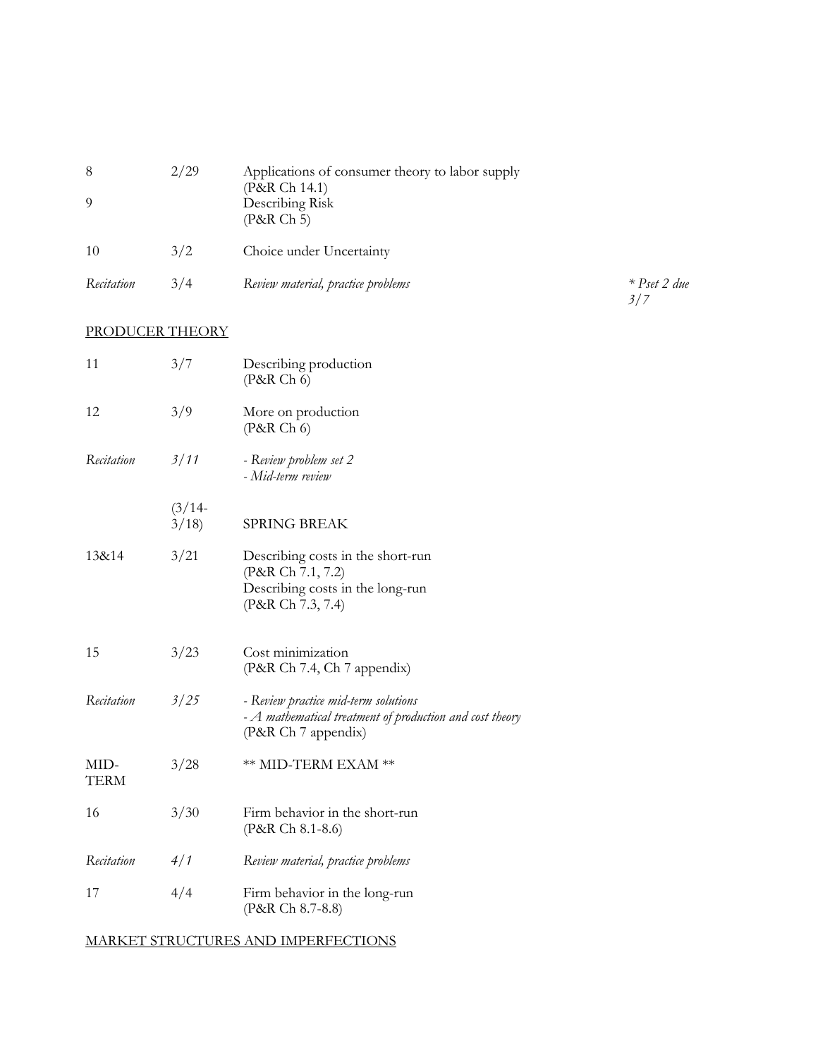| | | | |
|---|---|---|---|
| 8 | 2/29 | Applications of consumer theory to labor supply (P&R Ch 14.1) | |
| 9 | | Describing Risk (P&R Ch 5) | |
| 10 | 3/2 | Choice under Uncertainty | |
| *Recitation* | 3/4 | *Review material, practice problems* | ** Pset 2 due 3/7* |

PRODUCER THEORY

| | | | |
|---|---|---|---|
| 11 | 3/7 | Describing production (P&R Ch 6) | |
| 12 | 3/9 | More on production (P&R Ch 6) | |
| *Recitation* | *3/11* | *- Review problem set 2*<br>*- Mid-term review* | |
| | (3/14-3/18) | SPRING BREAK | |
| 13&14 | 3/21 | Describing costs in the short-run (P&R Ch 7.1, 7.2)<br>Describing costs in the long-run (P&R Ch 7.3, 7.4) | |
| 15 | 3/23 | Cost minimization (P&R Ch 7.4, Ch 7 appendix) | |
| *Recitation* | *3/25* | *- Review practice mid-term solutions*<br>*- A mathematical treatment of production and cost theory* (P&R Ch 7 appendix) | |
| MID-TERM | 3/28 | ** MID-TERM EXAM ** | |
| 16 | 3/30 | Firm behavior in the short-run (P&R Ch 8.1-8.6) | |
| *Recitation* | *4/1* | *Review material, practice problems* | |
| 17 | 4/4 | Firm behavior in the long-run (P&R Ch 8.7-8.8) | |

MARKET STRUCTURES AND IMPERFECTIONS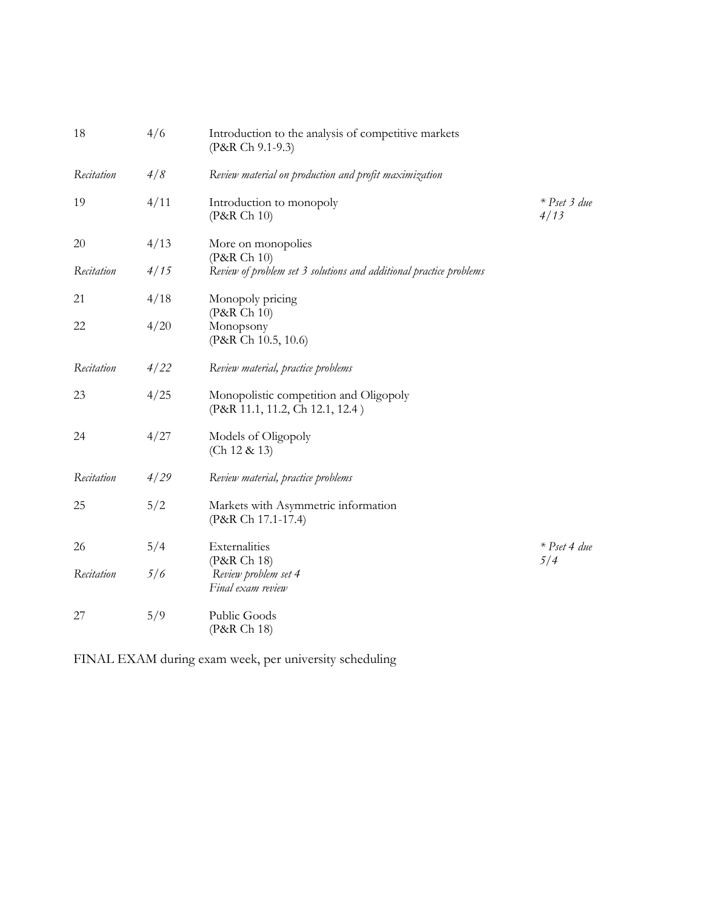| | | | |
|---|---|---|---|
| 18 | 4/6 | Introduction to the analysis of competitive markets (P&R Ch 9.1-9.3) | |
| *Recitation* | *4/8* | *Review material on production and profit maximization* | |
| 19 | 4/11 | Introduction to monopoly (P&R Ch 10) | *\* Pset 3 due 4/13* |
| 20 | 4/13 | More on monopolies (P&R Ch 10) | |
| *Recitation* | *4/15* | *Review of problem set 3 solutions and additional practice problems* | |
| 21 | 4/18 | Monopoly pricing (P&R Ch 10) | |
| 22 | 4/20 | Monopsony (P&R Ch 10.5, 10.6) | |
| *Recitation* | *4/22* | *Review material, practice problems* | |
| 23 | 4/25 | Monopolistic competition and Oligopoly (P&R 11.1, 11.2, Ch 12.1, 12.4 ) | |
| 24 | 4/27 | Models of Oligopoly (Ch 12 & 13) | |
| *Recitation* | *4/29* | *Review material, practice problems* | |
| 25 | 5/2 | Markets with Asymmetric information (P&R Ch 17.1-17.4) | |
| 26 | 5/4 | Externalities (P&R Ch 18) | *\* Pset 4 due 5/4* |
| *Recitation* | *5/6* | *Review problem set 4* *Final exam review* | |
| 27 | 5/9 | Public Goods (P&R Ch 18) | |

FINAL EXAM during exam week, per university scheduling